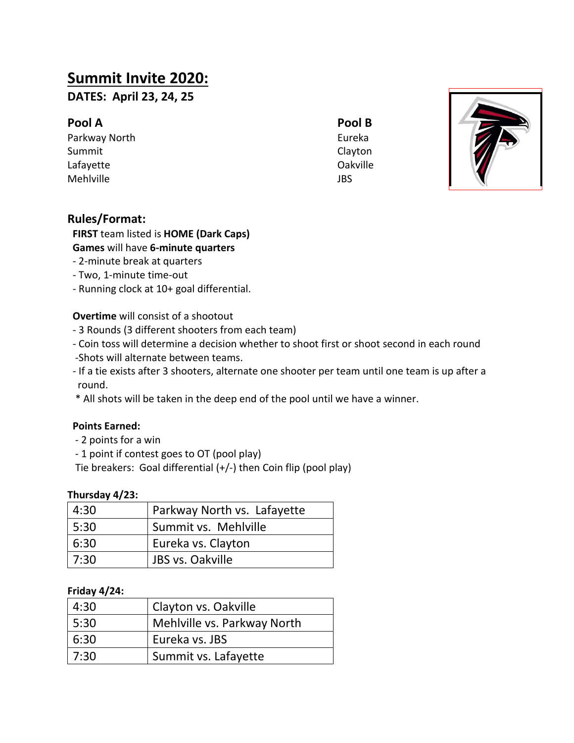# Summit Invite 2020:

**DATES: April 23, 24, 25**

**Pool A**

Parkway North
Summit
Lafayette
Mehlville

**Pool B**

Eureka
Clayton
Oakville
JBS

## Rules/Format:

**FIRST** team listed is **HOME (Dark Caps)**
**Games** will have **6-minute quarters**

- 2-minute break at quarters
- Two, 1-minute time-out
- Running clock at 10+ goal differential.

**Overtime** will consist of a shootout

- 3 Rounds (3 different shooters from each team)
- Coin toss will determine a decision whether to shoot first or shoot second in each round
- Shots will alternate between teams.
- If a tie exists after 3 shooters, alternate one shooter per team until one team is up after a round.

\* All shots will be taken in the deep end of the pool until we have a winner.

**Points Earned:**

- 2 points for a win
- 1 point if contest goes to OT (pool play)

Tie breakers: Goal differential (+/-) then Coin flip (pool play)

**Thursday 4/23:**

| Time | Game |
|---|---|
| 4:30 | Parkway North vs. Lafayette |
| 5:30 | Summit vs. Mehlville |
| 6:30 | Eureka vs. Clayton |
| 7:30 | JBS vs. Oakville |

**Friday 4/24:**

| Time | Game |
|---|---|
| 4:30 | Clayton vs. Oakville |
| 5:30 | Mehlville vs. Parkway North |
| 6:30 | Eureka vs. JBS |
| 7:30 | Summit vs. Lafayette |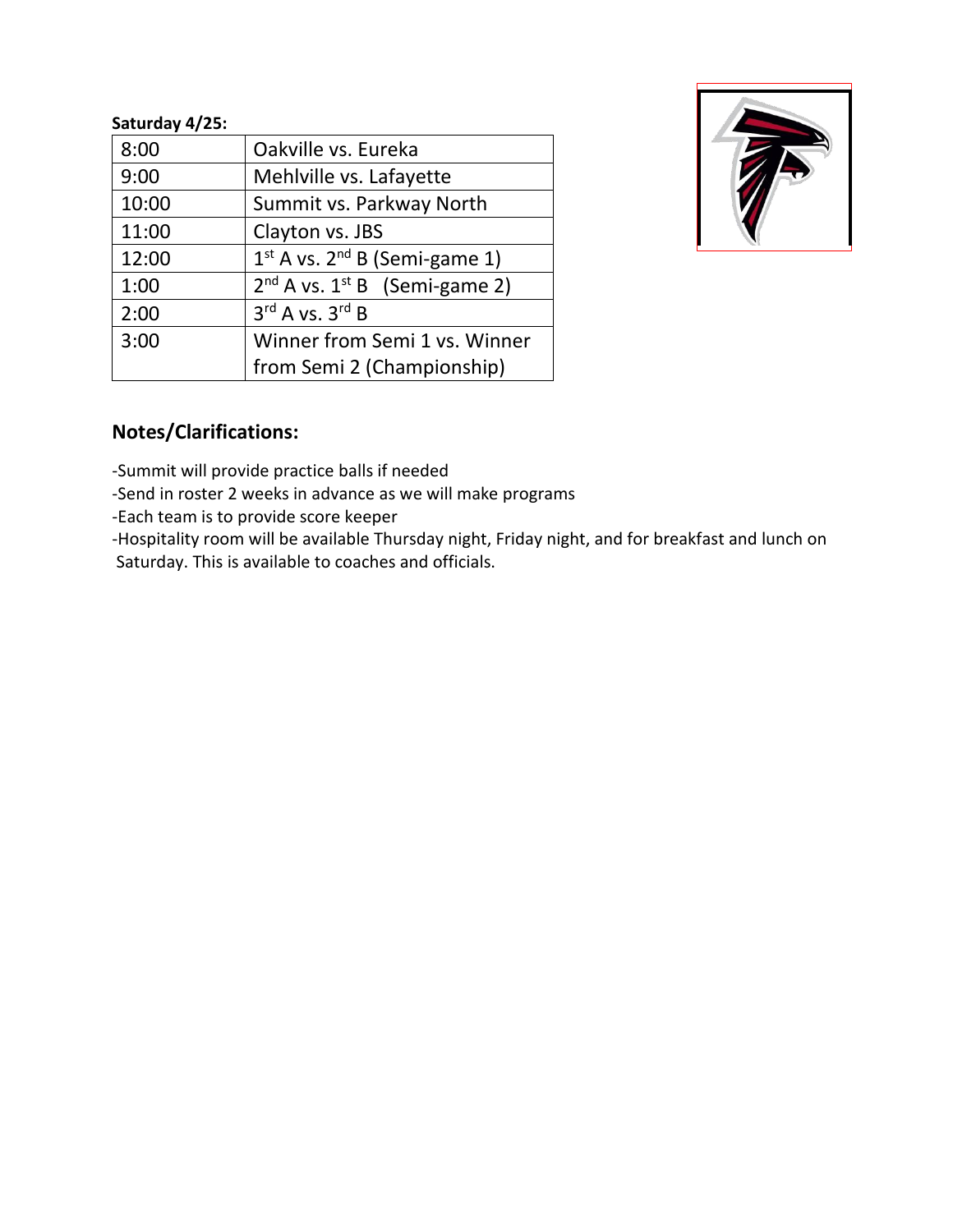**Saturday 4/25:**

| | |
|---|---|
| 8:00 | Oakville vs. Eureka |
| 9:00 | Mehlville vs. Lafayette |
| 10:00 | Summit vs. Parkway North |
| 11:00 | Clayton vs. JBS |
| 12:00 | 1st A vs. 2nd B (Semi-game 1) |
| 1:00 | 2nd A vs. 1st B (Semi-game 2) |
| 2:00 | 3rd A vs. 3rd B |
| 3:00 | Winner from Semi 1 vs. Winner from Semi 2 (Championship) |

## Notes/Clarifications:

-Summit will provide practice balls if needed

-Send in roster 2 weeks in advance as we will make programs

-Each team is to provide score keeper

-Hospitality room will be available Thursday night, Friday night, and for breakfast and lunch on Saturday. This is available to coaches and officials.